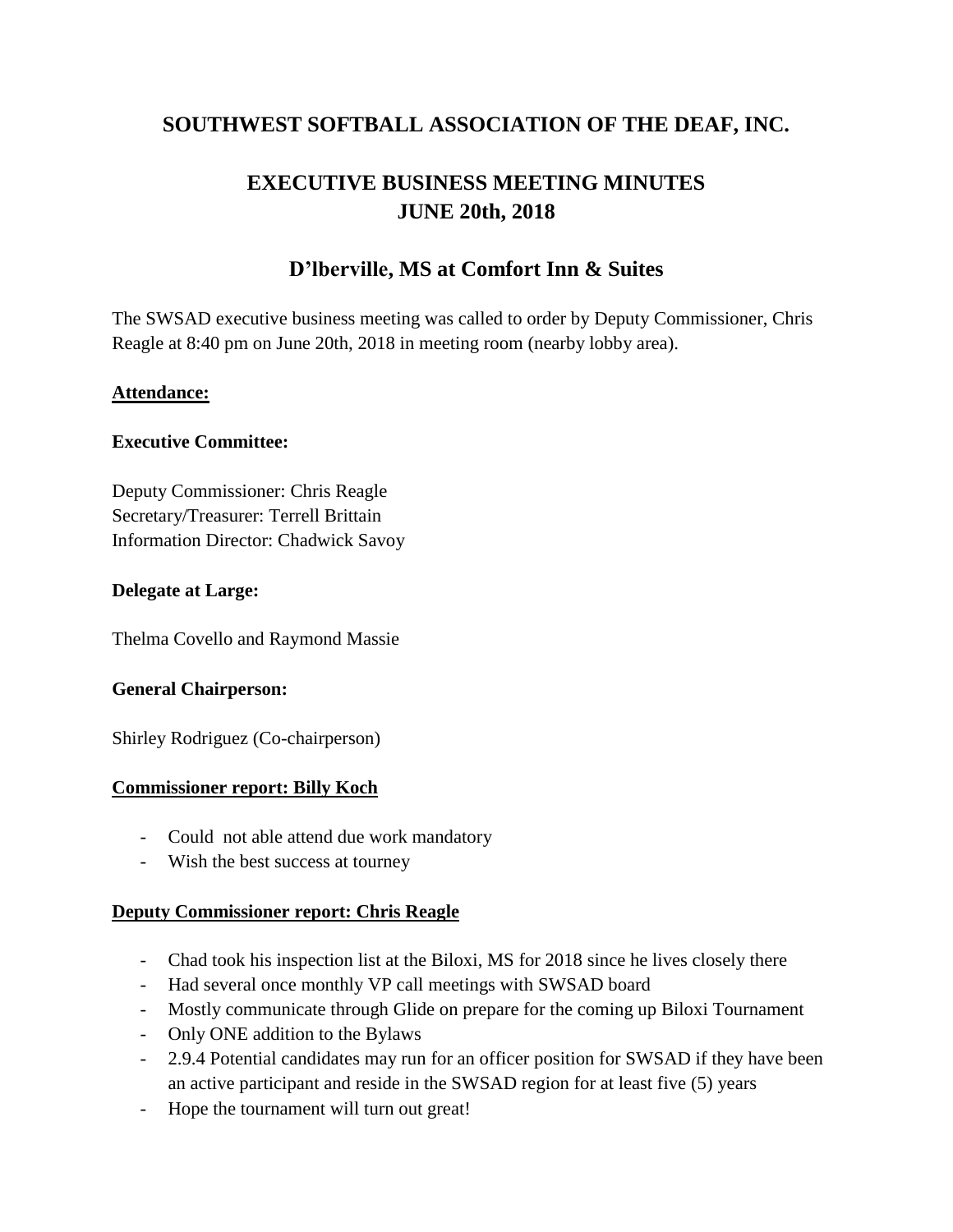# SOUTHWEST SOFTBALL ASSOCIATION OF THE DEAF, INC.

## EXECUTIVE BUSINESS MEETING MINUTES
## JUNE 20th, 2018

## D'lberville, MS at Comfort Inn & Suites

The SWSAD executive business meeting was called to order by Deputy Commissioner, Chris Reagle at 8:40 pm on June 20th, 2018 in meeting room (nearby lobby area).

**Attendance:**

**Executive Committee:**

Deputy Commissioner: Chris Reagle
Secretary/Treasurer: Terrell Brittain
Information Director: Chadwick Savoy

**Delegate at Large:**

Thelma Covello and Raymond Massie

**General Chairperson:**

Shirley Rodriguez (Co-chairperson)

**Commissioner report: Billy Koch**

- Could not able attend due work mandatory
- Wish the best success at tourney

**Deputy Commissioner report: Chris Reagle**

- Chad took his inspection list at the Biloxi, MS for 2018 since he lives closely there
- Had several once monthly VP call meetings with SWSAD board
- Mostly communicate through Glide on prepare for the coming up Biloxi Tournament
- Only ONE addition to the Bylaws
- 2.9.4 Potential candidates may run for an officer position for SWSAD if they have been an active participant and reside in the SWSAD region for at least five (5) years
- Hope the tournament will turn out great!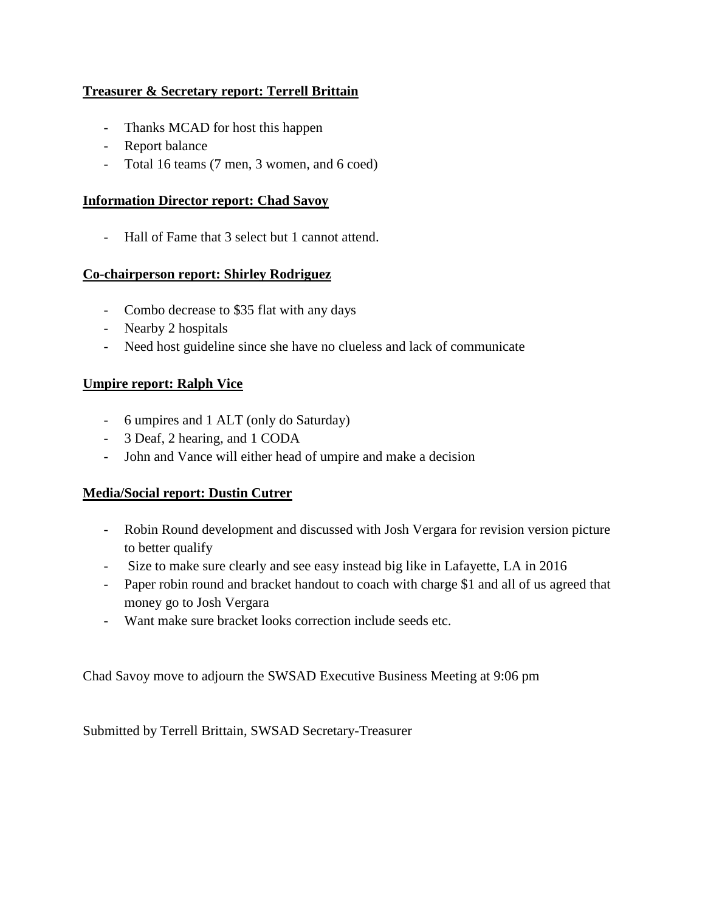**<u>Treasurer & Secretary report: Terrell Brittain</u>**

- Thanks MCAD for host this happen
- Report balance
- Total 16 teams (7 men, 3 women, and 6 coed)

**<u>Information Director report: Chad Savoy</u>**

- Hall of Fame that 3 select but 1 cannot attend.

**<u>Co-chairperson report: Shirley Rodriguez</u>**

- Combo decrease to $35 flat with any days
- Nearby 2 hospitals
- Need host guideline since she have no clueless and lack of communicate

**<u>Umpire report: Ralph Vice</u>**

- 6 umpires and 1 ALT (only do Saturday)
- 3 Deaf, 2 hearing, and 1 CODA
- John and Vance will either head of umpire and make a decision

**<u>Media/Social report: Dustin Cutrer</u>**

- Robin Round development and discussed with Josh Vergara for revision version picture to better qualify
- Size to make sure clearly and see easy instead big like in Lafayette, LA in 2016
- Paper robin round and bracket handout to coach with charge $1 and all of us agreed that money go to Josh Vergara
- Want make sure bracket looks correction include seeds etc.

Chad Savoy move to adjourn the SWSAD Executive Business Meeting at 9:06 pm

Submitted by Terrell Brittain, SWSAD Secretary-Treasurer